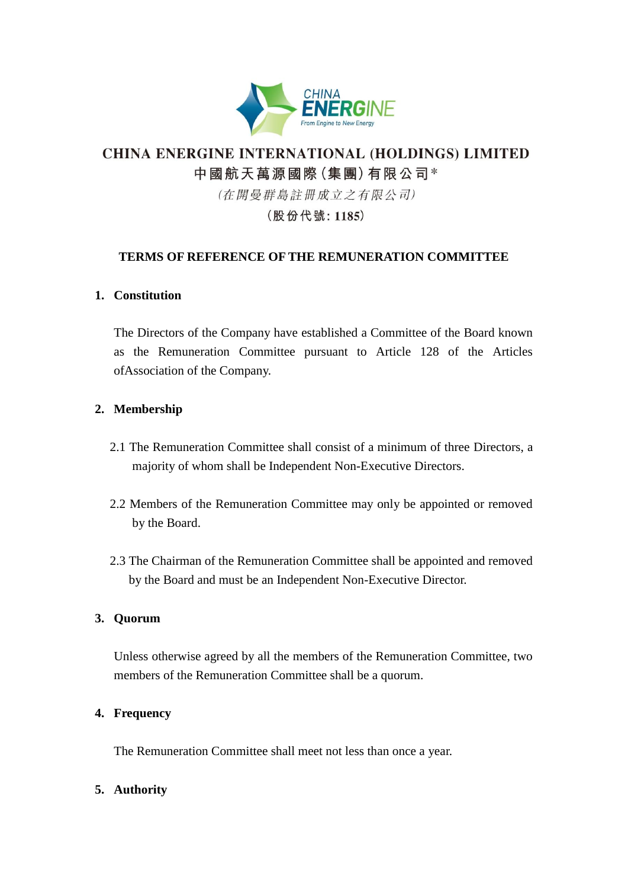CHINA ENERGINE

From Engine to New Energy

# CHINA ENERGINE INTERNATIONAL (HOLDINGS) LIMITED

# 中國航天萬源國際（集團）有限公司*

*（在開曼群島註冊成立之有限公司）*

（股份代號：1185）

## TERMS OF REFERENCE OF THE REMUNERATION COMMITTEE

### 1. Constitution

The Directors of the Company have established a Committee of the Board known as the Remuneration Committee pursuant to Article 128 of the Articles ofAssociation of the Company.

### 2. Membership

2.1 The Remuneration Committee shall consist of a minimum of three Directors, a majority of whom shall be Independent Non-Executive Directors.

2.2 Members of the Remuneration Committee may only be appointed or removed by the Board.

2.3 The Chairman of the Remuneration Committee shall be appointed and removed by the Board and must be an Independent Non-Executive Director.

### 3. Quorum

Unless otherwise agreed by all the members of the Remuneration Committee, two members of the Remuneration Committee shall be a quorum.

### 4. Frequency

The Remuneration Committee shall meet not less than once a year.

### 5. Authority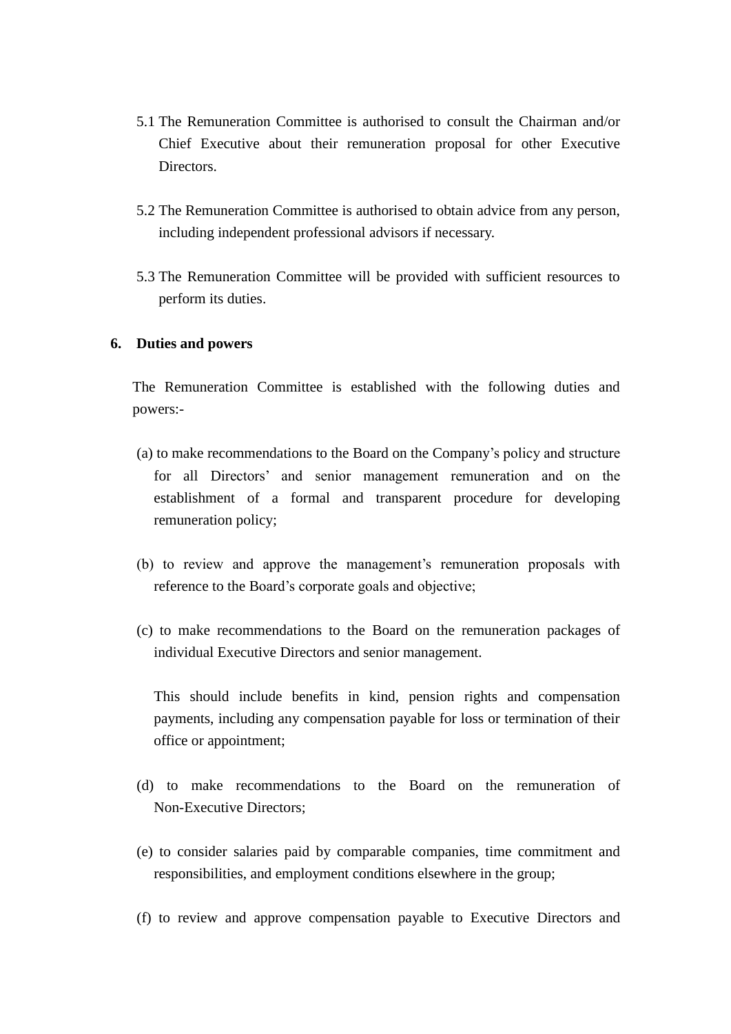5.1 The Remuneration Committee is authorised to consult the Chairman and/or Chief Executive about their remuneration proposal for other Executive Directors.

5.2 The Remuneration Committee is authorised to obtain advice from any person, including independent professional advisors if necessary.

5.3 The Remuneration Committee will be provided with sufficient resources to perform its duties.

**6. Duties and powers**

The Remuneration Committee is established with the following duties and powers:-

(a) to make recommendations to the Board on the Company's policy and structure for all Directors' and senior management remuneration and on the establishment of a formal and transparent procedure for developing remuneration policy;

(b) to review and approve the management's remuneration proposals with reference to the Board's corporate goals and objective;

(c) to make recommendations to the Board on the remuneration packages of individual Executive Directors and senior management.

This should include benefits in kind, pension rights and compensation payments, including any compensation payable for loss or termination of their office or appointment;

(d) to make recommendations to the Board on the remuneration of Non-Executive Directors;

(e) to consider salaries paid by comparable companies, time commitment and responsibilities, and employment conditions elsewhere in the group;

(f) to review and approve compensation payable to Executive Directors and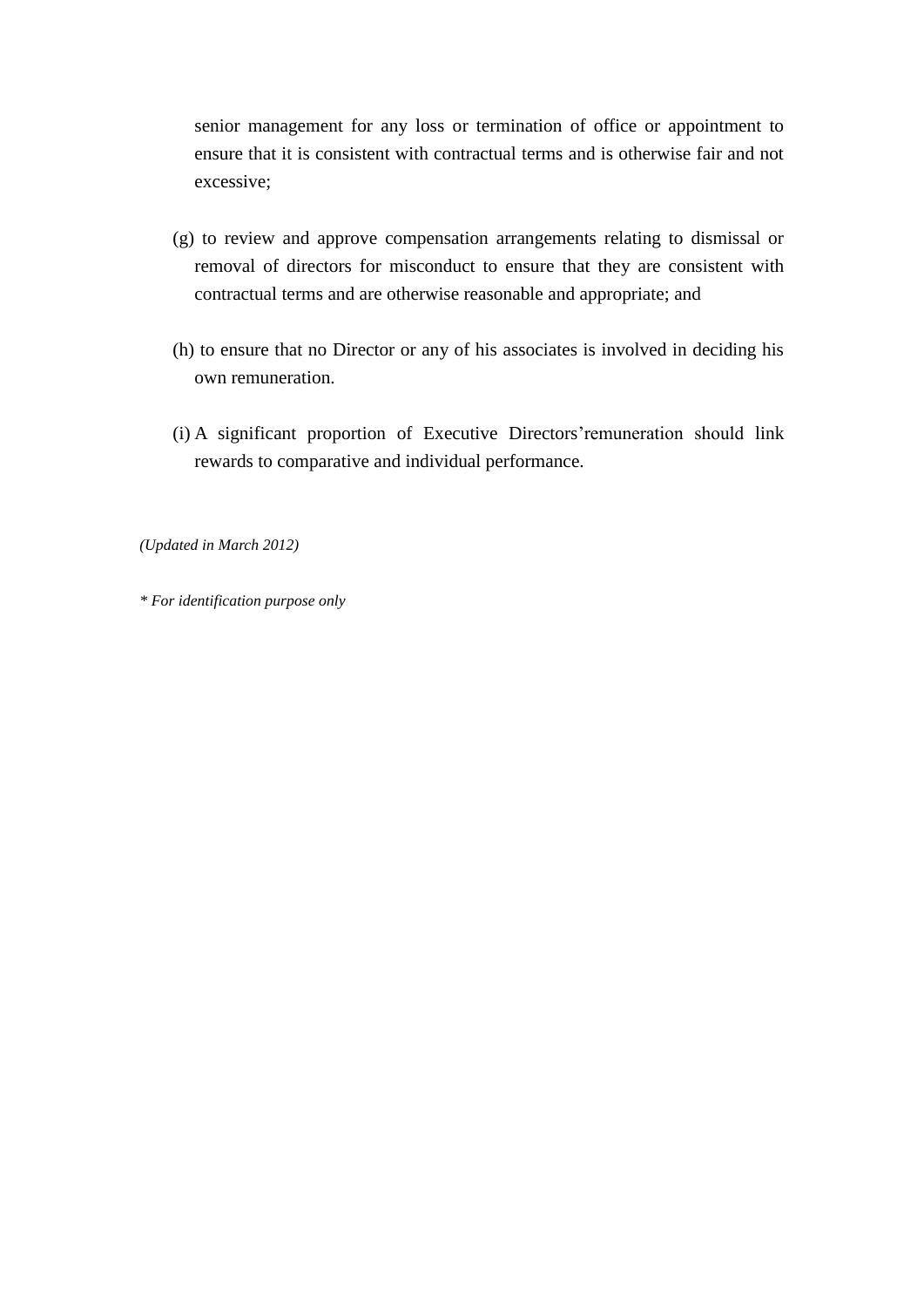senior management for any loss or termination of office or appointment to ensure that it is consistent with contractual terms and is otherwise fair and not excessive;

(g) to review and approve compensation arrangements relating to dismissal or removal of directors for misconduct to ensure that they are consistent with contractual terms and are otherwise reasonable and appropriate; and

(h) to ensure that no Director or any of his associates is involved in deciding his own remuneration.

(i) A significant proportion of Executive Directors'remuneration should link rewards to comparative and individual performance.

*(Updated in March 2012)*

*\* For identification purpose only*